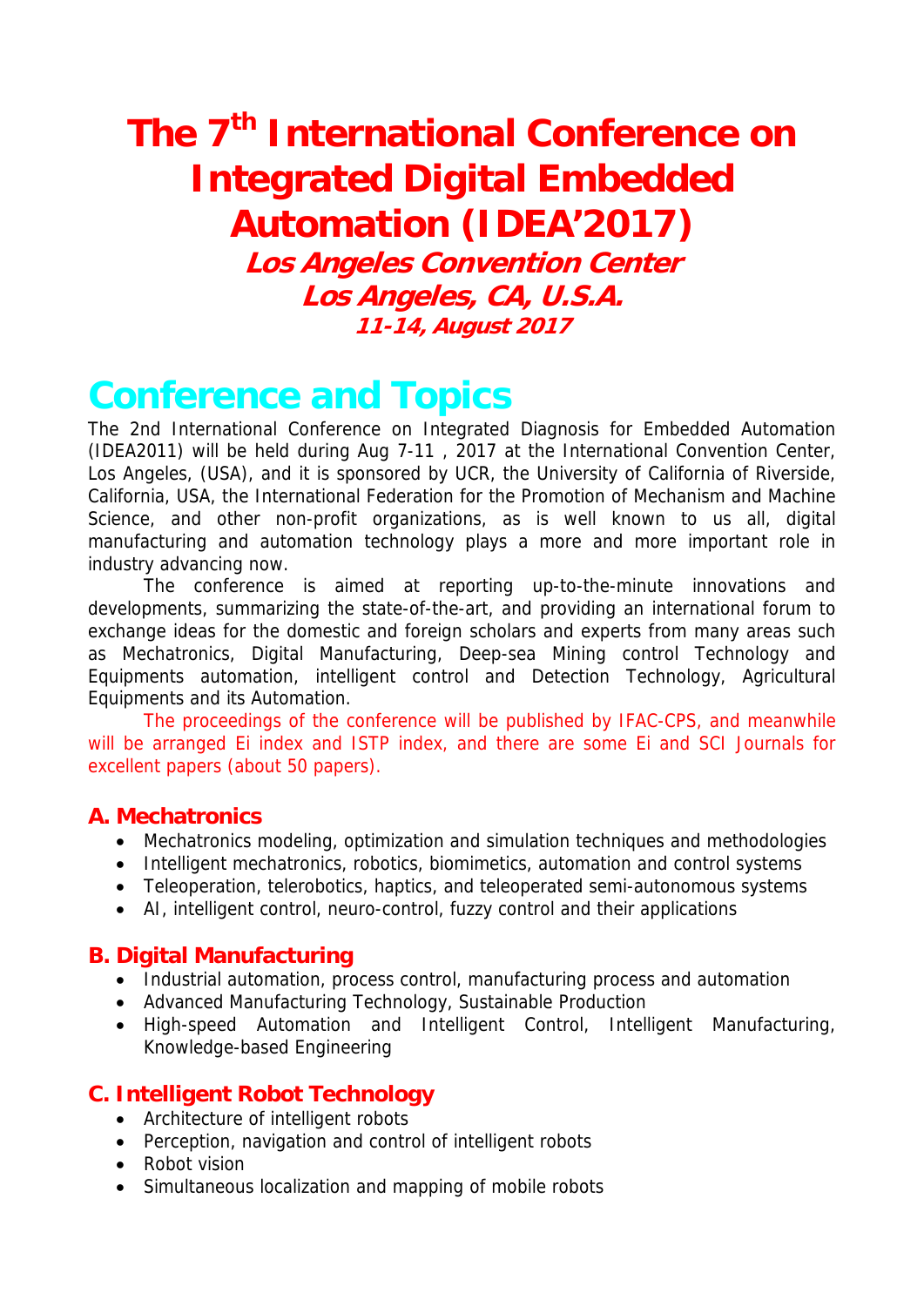# The 7th International Conference on Integrated Digital Embedded Automation (IDEA'2017)

***Los Angeles Convention Center***
***Los Angeles, CA, U.S.A.***
***11-14, August 2017***

## Conference and Topics

The 2nd International Conference on Integrated Diagnosis for Embedded Automation (IDEA2011) will be held during Aug 7-11 , 2017 at the International Convention Center, Los Angeles, (USA), and it is sponsored by UCR, the University of California of Riverside, California, USA, the International Federation for the Promotion of Mechanism and Machine Science, and other non-profit organizations, as is well known to us all, digital manufacturing and automation technology plays a more and more important role in industry advancing now.

The conference is aimed at reporting up-to-the-minute innovations and developments, summarizing the state-of-the-art, and providing an international forum to exchange ideas for the domestic and foreign scholars and experts from many areas such as Mechatronics, Digital Manufacturing, Deep-sea Mining control Technology and Equipments automation, intelligent control and Detection Technology, Agricultural Equipments and its Automation.

The proceedings of the conference will be published by IFAC-CPS, and meanwhile will be arranged Ei index and ISTP index, and there are some Ei and SCI Journals for excellent papers (about 50 papers).

### A. Mechatronics

- Mechatronics modeling, optimization and simulation techniques and methodologies
- Intelligent mechatronics, robotics, biomimetics, automation and control systems
- Teleoperation, telerobotics, haptics, and teleoperated semi-autonomous systems
- AI, intelligent control, neuro-control, fuzzy control and their applications

### B. Digital Manufacturing

- Industrial automation, process control, manufacturing process and automation
- Advanced Manufacturing Technology, Sustainable Production
- High-speed Automation and Intelligent Control, Intelligent Manufacturing, Knowledge-based Engineering

### C. Intelligent Robot Technology

- Architecture of intelligent robots
- Perception, navigation and control of intelligent robots
- Robot vision
- Simultaneous localization and mapping of mobile robots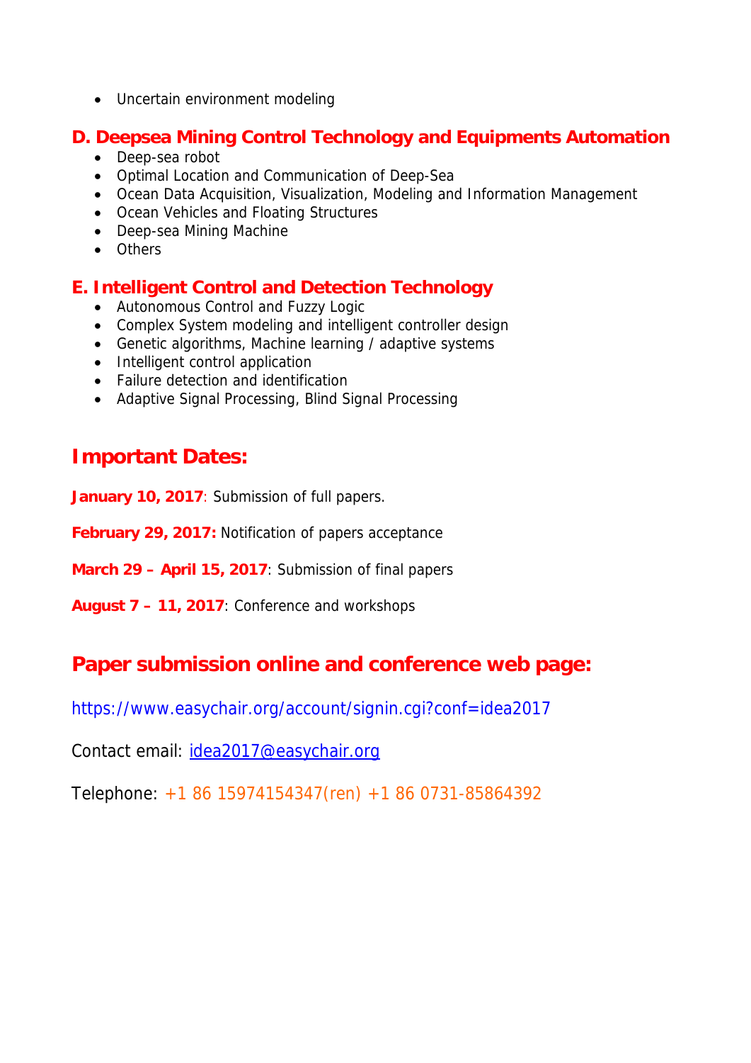- Uncertain environment modeling

## D. Deepsea Mining Control Technology and Equipments Automation

- Deep-sea robot
- Optimal Location and Communication of Deep-Sea
- Ocean Data Acquisition, Visualization, Modeling and Information Management
- Ocean Vehicles and Floating Structures
- Deep-sea Mining Machine
- Others

## E. Intelligent Control and Detection Technology

- Autonomous Control and Fuzzy Logic
- Complex System modeling and intelligent controller design
- Genetic algorithms, Machine learning / adaptive systems
- Intelligent control application
- Failure detection and identification
- Adaptive Signal Processing, Blind Signal Processing

# Important Dates:

**January 10, 2017**: Submission of full papers.

**February 29, 2017:** Notification of papers acceptance

**March 29 – April 15, 2017**: Submission of final papers

**August 7 – 11, 2017**: Conference and workshops

# Paper submission online and conference web page:

https://www.easychair.org/account/signin.cgi?conf=idea2017

Contact email: idea2017@easychair.org

Telephone: +1 86 15974154347(ren) +1 86 0731-85864392